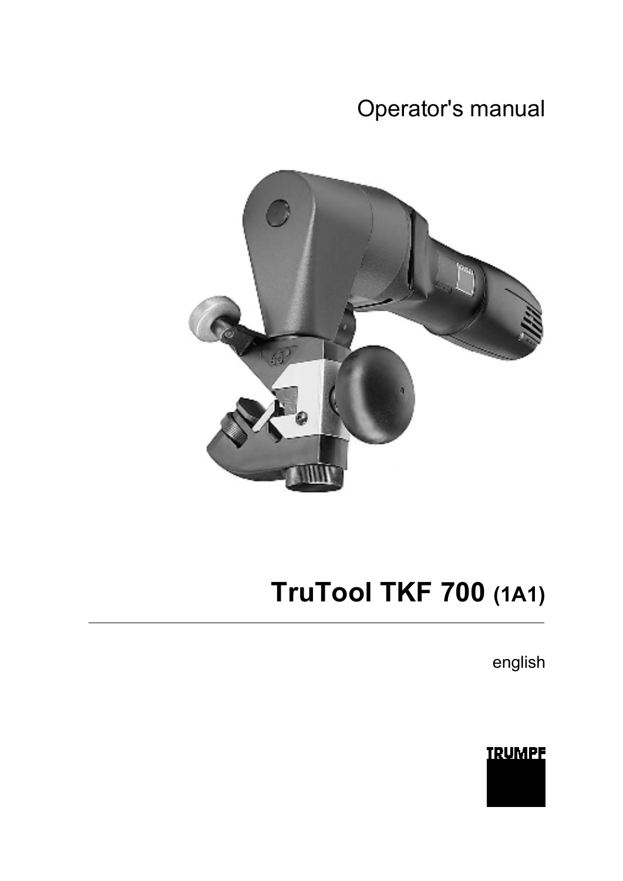Operator's manual

# TruTool TKF 700 (1A1)

english

TRUMPF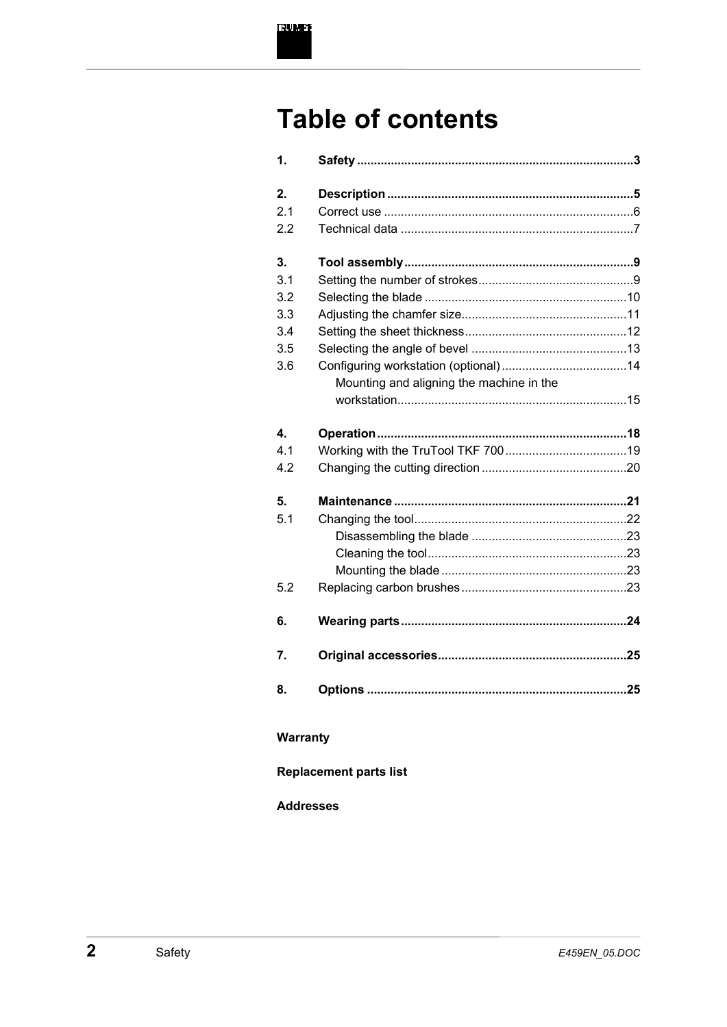# Table of contents

| | | |
|---|---|---|
| **1.** | **Safety** | **3** |
| **2.** | **Description** | **5** |
| 2.1 | Correct use | 6 |
| 2.2 | Technical data | 7 |
| **3.** | **Tool assembly** | **9** |
| 3.1 | Setting the number of strokes | 9 |
| 3.2 | Selecting the blade | 10 |
| 3.3 | Adjusting the chamfer size | 11 |
| 3.4 | Setting the sheet thickness | 12 |
| 3.5 | Selecting the angle of bevel | 13 |
| 3.6 | Configuring workstation (optional) | 14 |
| | Mounting and aligning the machine in the workstation | 15 |
| **4.** | **Operation** | **18** |
| 4.1 | Working with the TruTool TKF 700 | 19 |
| 4.2 | Changing the cutting direction | 20 |
| **5.** | **Maintenance** | **21** |
| 5.1 | Changing the tool | 22 |
| | Disassembling the blade | 23 |
| | Cleaning the tool | 23 |
| | Mounting the blade | 23 |
| 5.2 | Replacing carbon brushes | 23 |
| **6.** | **Wearing parts** | **24** |
| **7.** | **Original accessories** | **25** |
| **8.** | **Options** | **25** |

**Warranty**

**Replacement parts list**

**Addresses**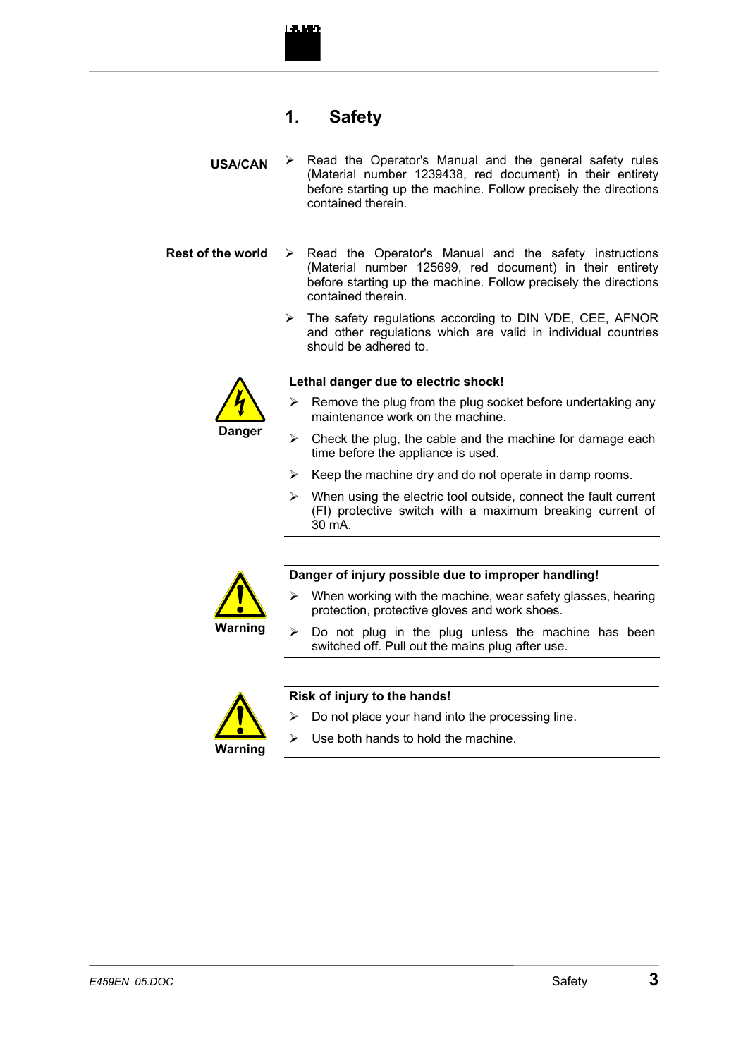# 1. Safety

**USA/CAN**

- Read the Operator's Manual and the general safety rules (Material number 1239438, red document) in their entirety before starting up the machine. Follow precisely the directions contained therein.

**Rest of the world**

- Read the Operator's Manual and the safety instructions (Material number 125699, red document) in their entirety before starting up the machine. Follow precisely the directions contained therein.
- The safety regulations according to DIN VDE, CEE, AFNOR and other regulations which are valid in individual countries should be adhered to.

**Danger**

**Lethal danger due to electric shock!**

- Remove the plug from the plug socket before undertaking any maintenance work on the machine.
- Check the plug, the cable and the machine for damage each time before the appliance is used.
- Keep the machine dry and do not operate in damp rooms.
- When using the electric tool outside, connect the fault current (FI) protective switch with a maximum breaking current of 30 mA.

**Warning**

**Danger of injury possible due to improper handling!**

- When working with the machine, wear safety glasses, hearing protection, protective gloves and work shoes.
- Do not plug in the plug unless the machine has been switched off. Pull out the mains plug after use.

**Warning**

**Risk of injury to the hands!**

- Do not place your hand into the processing line.
- Use both hands to hold the machine.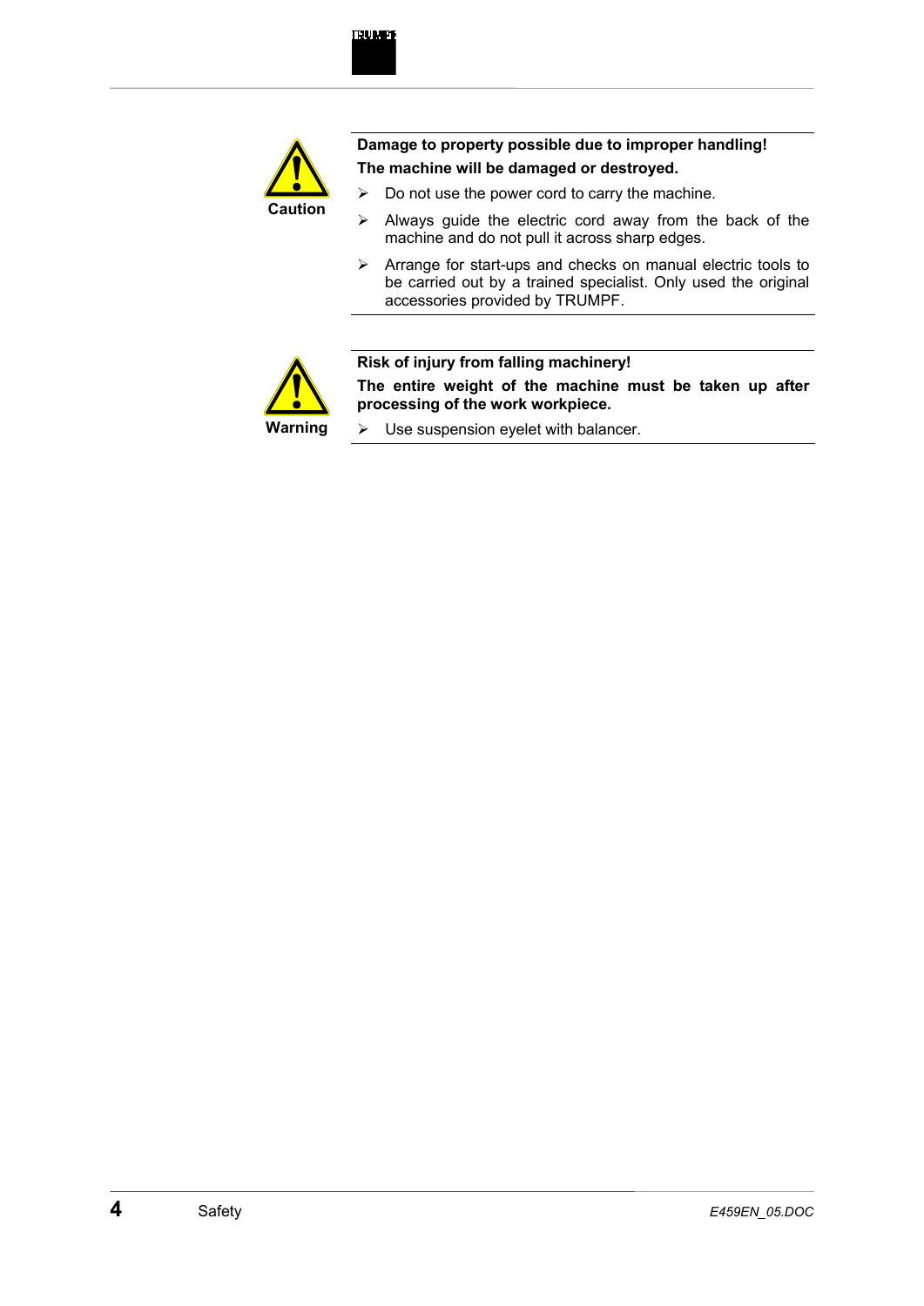**Caution**

**Damage to property possible due to improper handling!**

**The machine will be damaged or destroyed.**

- Do not use the power cord to carry the machine.
- Always guide the electric cord away from the back of the machine and do not pull it across sharp edges.
- Arrange for start-ups and checks on manual electric tools to be carried out by a trained specialist. Only used the original accessories provided by TRUMPF.

**Warning**

**Risk of injury from falling machinery!**

**The entire weight of the machine must be taken up after processing of the work workpiece.**

- Use suspension eyelet with balancer.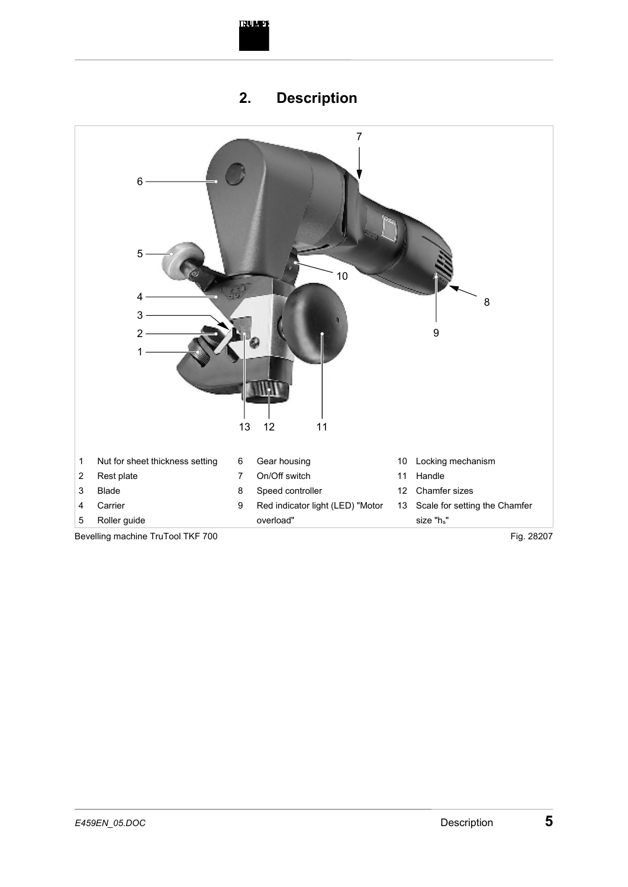# 2. Description

| | | | | | |
|---|---|---|---|---|---|
| 1 | Nut for sheet thickness setting | 6 | Gear housing | 10 | Locking mechanism |
| 2 | Rest plate | 7 | On/Off switch | 11 | Handle |
| 3 | Blade | 8 | Speed controller | 12 | Chamfer sizes |
| 4 | Carrier | 9 | Red indicator light (LED) "Motor overload" | 13 | Scale for setting the Chamfer size "$h_s$" |
| 5 | Roller guide | | | | |

Bevelling machine TruTool TKF 700

Fig. 28207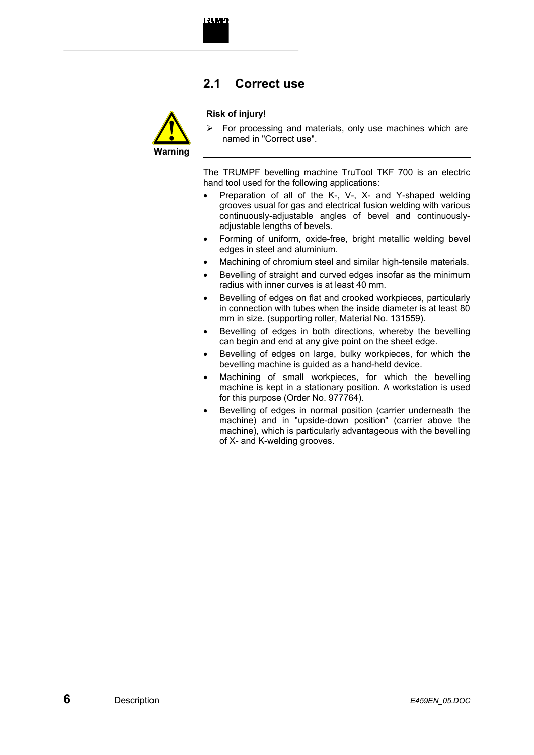## 2.1 Correct use

Warning

**Risk of injury!**

➢ For processing and materials, only use machines which are named in "Correct use".

The TRUMPF bevelling machine TruTool TKF 700 is an electric hand tool used for the following applications:

- Preparation of all of the K-, V-, X- and Y-shaped welding grooves usual for gas and electrical fusion welding with various continuously-adjustable angles of bevel and continuously-adjustable lengths of bevels.
- Forming of uniform, oxide-free, bright metallic welding bevel edges in steel and aluminium.
- Machining of chromium steel and similar high-tensile materials.
- Bevelling of straight and curved edges insofar as the minimum radius with inner curves is at least 40 mm.
- Bevelling of edges on flat and crooked workpieces, particularly in connection with tubes when the inside diameter is at least 80 mm in size. (supporting roller, Material No. 131559).
- Bevelling of edges in both directions, whereby the bevelling can begin and end at any give point on the sheet edge.
- Bevelling of edges on large, bulky workpieces, for which the bevelling machine is guided as a hand-held device.
- Machining of small workpieces, for which the bevelling machine is kept in a stationary position. A workstation is used for this purpose (Order No. 977764).
- Bevelling of edges in normal position (carrier underneath the machine) and in "upside-down position" (carrier above the machine), which is particularly advantageous with the bevelling of X- and K-welding grooves.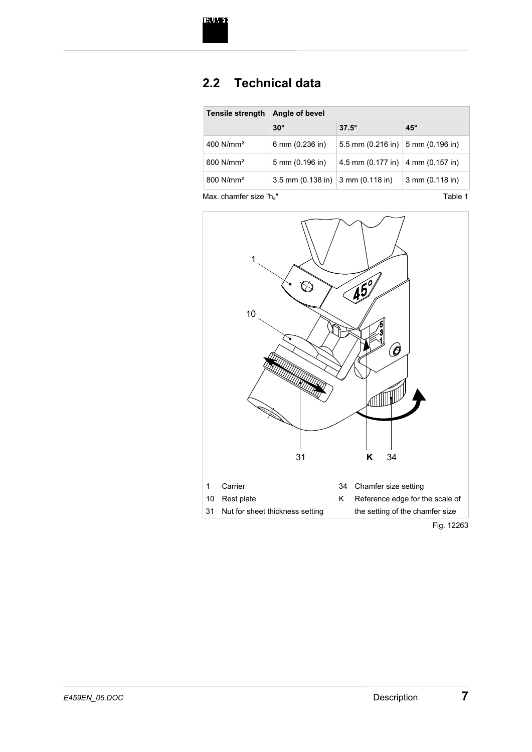## 2.2 Technical data

| Tensile strength | Angle of bevel | | |
|---|---|---|---|
| | 30° | 37.5° | 45° |
| 400 N/mm² | 6 mm (0.236 in) | 5.5 mm (0.216 in) | 5 mm (0.196 in) |
| 600 N/mm² | 5 mm (0.196 in) | 4.5 mm (0.177 in) | 4 mm (0.157 in) |
| 800 N/mm² | 3.5 mm (0.138 in) | 3 mm (0.118 in) | 3 mm (0.118 in) |

Max. chamfer size "$h_s$"

Table 1

1 Carrier
10 Rest plate
31 Nut for sheet thickness setting
34 Chamfer size setting
K Reference edge for the scale of the setting of the chamfer size

Fig. 12263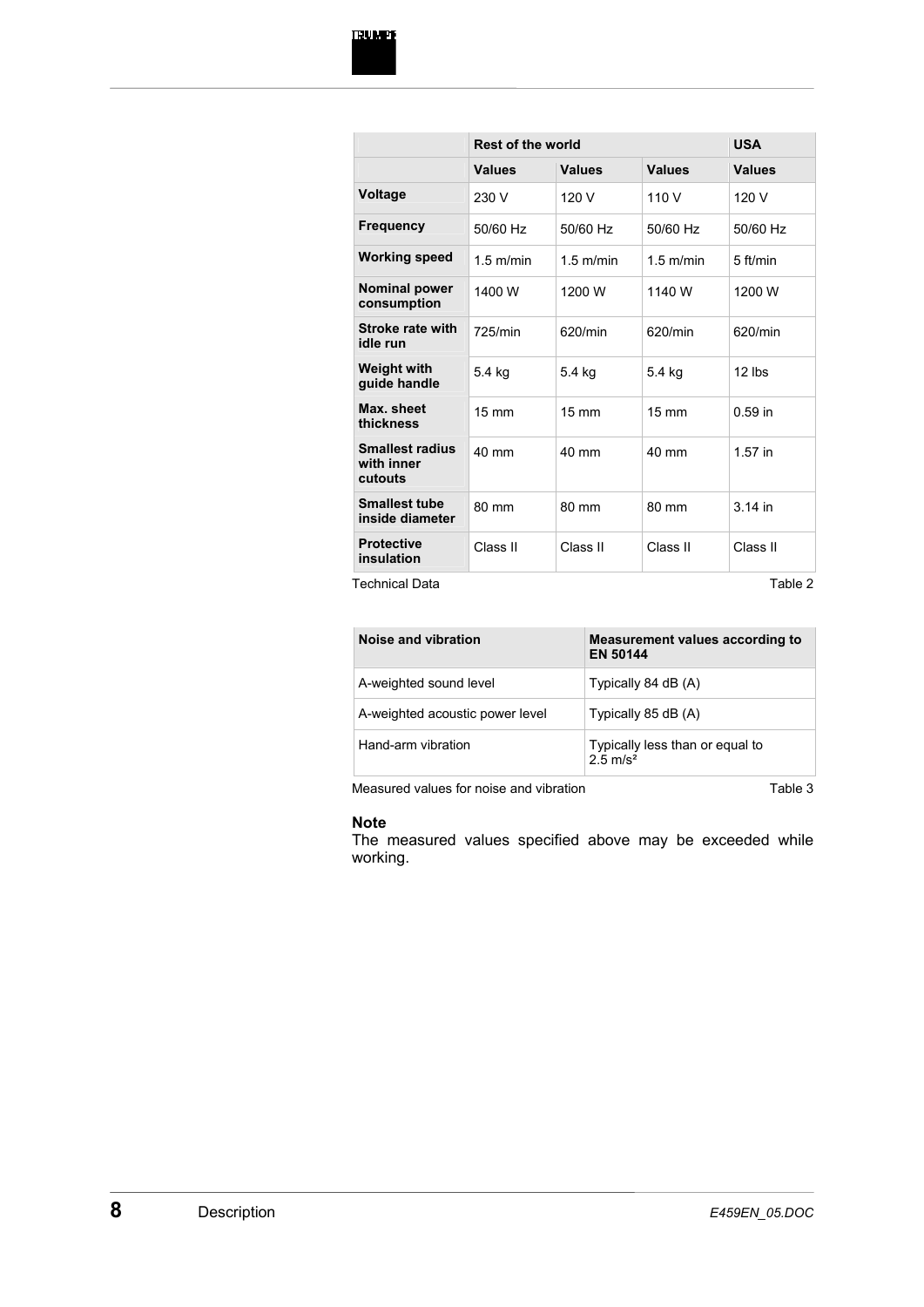| | Rest of the world | | | USA |
|---|---|---|---|---|
| | **Values** | **Values** | **Values** | **Values** |
| **Voltage** | 230 V | 120 V | 110 V | 120 V |
| **Frequency** | 50/60 Hz | 50/60 Hz | 50/60 Hz | 50/60 Hz |
| **Working speed** | 1.5 m/min | 1.5 m/min | 1.5 m/min | 5 ft/min |
| **Nominal power consumption** | 1400 W | 1200 W | 1140 W | 1200 W |
| **Stroke rate with idle run** | 725/min | 620/min | 620/min | 620/min |
| **Weight with guide handle** | 5.4 kg | 5.4 kg | 5.4 kg | 12 lbs |
| **Max. sheet thickness** | 15 mm | 15 mm | 15 mm | 0.59 in |
| **Smallest radius with inner cutouts** | 40 mm | 40 mm | 40 mm | 1.57 in |
| **Smallest tube inside diameter** | 80 mm | 80 mm | 80 mm | 3.14 in |
| **Protective insulation** | Class II | Class II | Class II | Class II |

Technical Data Table 2

| Noise and vibration | Measurement values according to EN 50144 |
|---|---|
| A-weighted sound level | Typically 84 dB (A) |
| A-weighted acoustic power level | Typically 85 dB (A) |
| Hand-arm vibration | Typically less than or equal to 2.5 m/s² |

Measured values for noise and vibration Table 3

**Note**
The measured values specified above may be exceeded while working.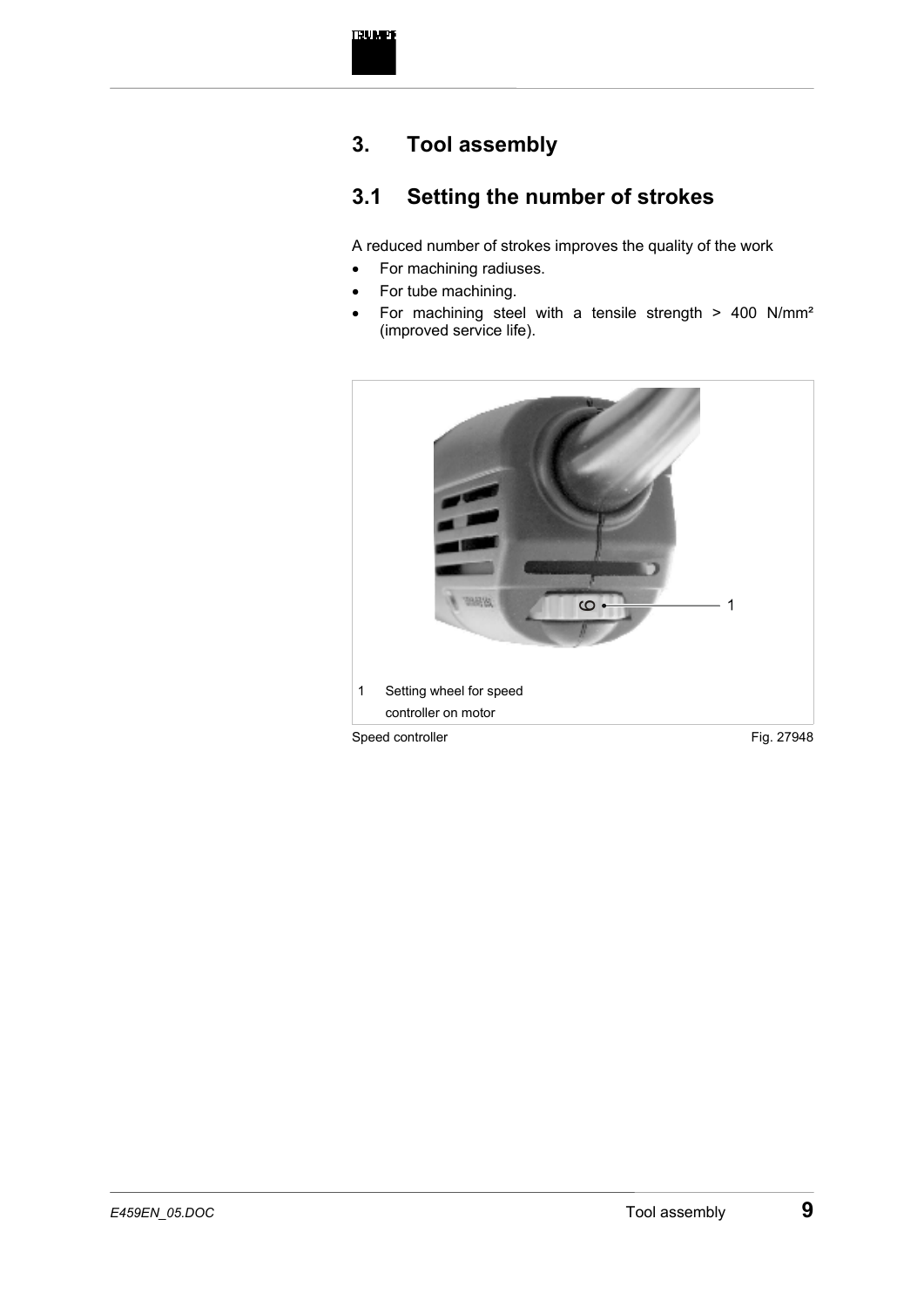# 3. Tool assembly

## 3.1 Setting the number of strokes

A reduced number of strokes improves the quality of the work

- For machining radiuses.
- For tube machining.
- For machining steel with a tensile strength > 400 N/mm² (improved service life).

1 Setting wheel for speed controller on motor

Speed controller Fig. 27948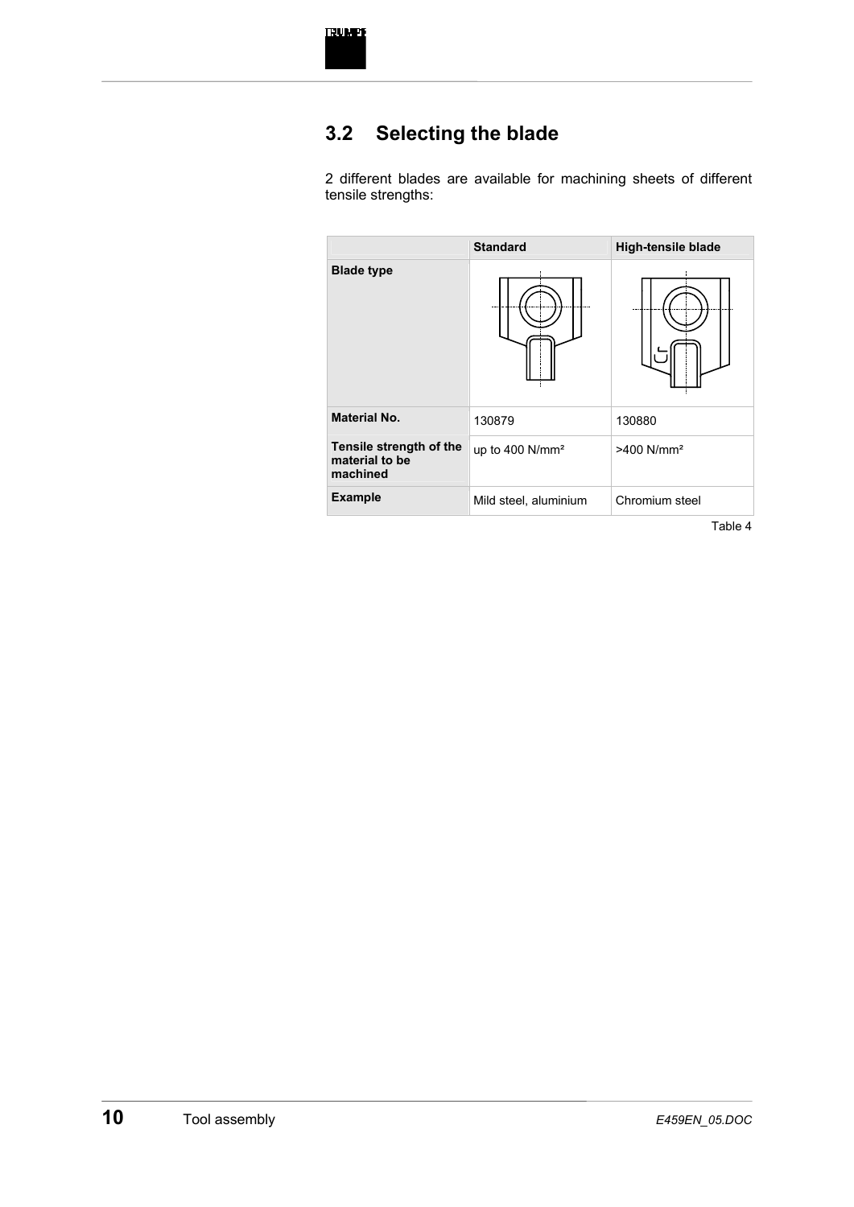## 3.2 Selecting the blade

2 different blades are available for machining sheets of different tensile strengths:

| | Standard | High-tensile blade |
|---|---|---|
| **Blade type** | | |
| **Material No.** | 130879 | 130880 |
| **Tensile strength of the material to be machined** | up to 400 N/mm² | >400 N/mm² |
| **Example** | Mild steel, aluminium | Chromium steel |

Table 4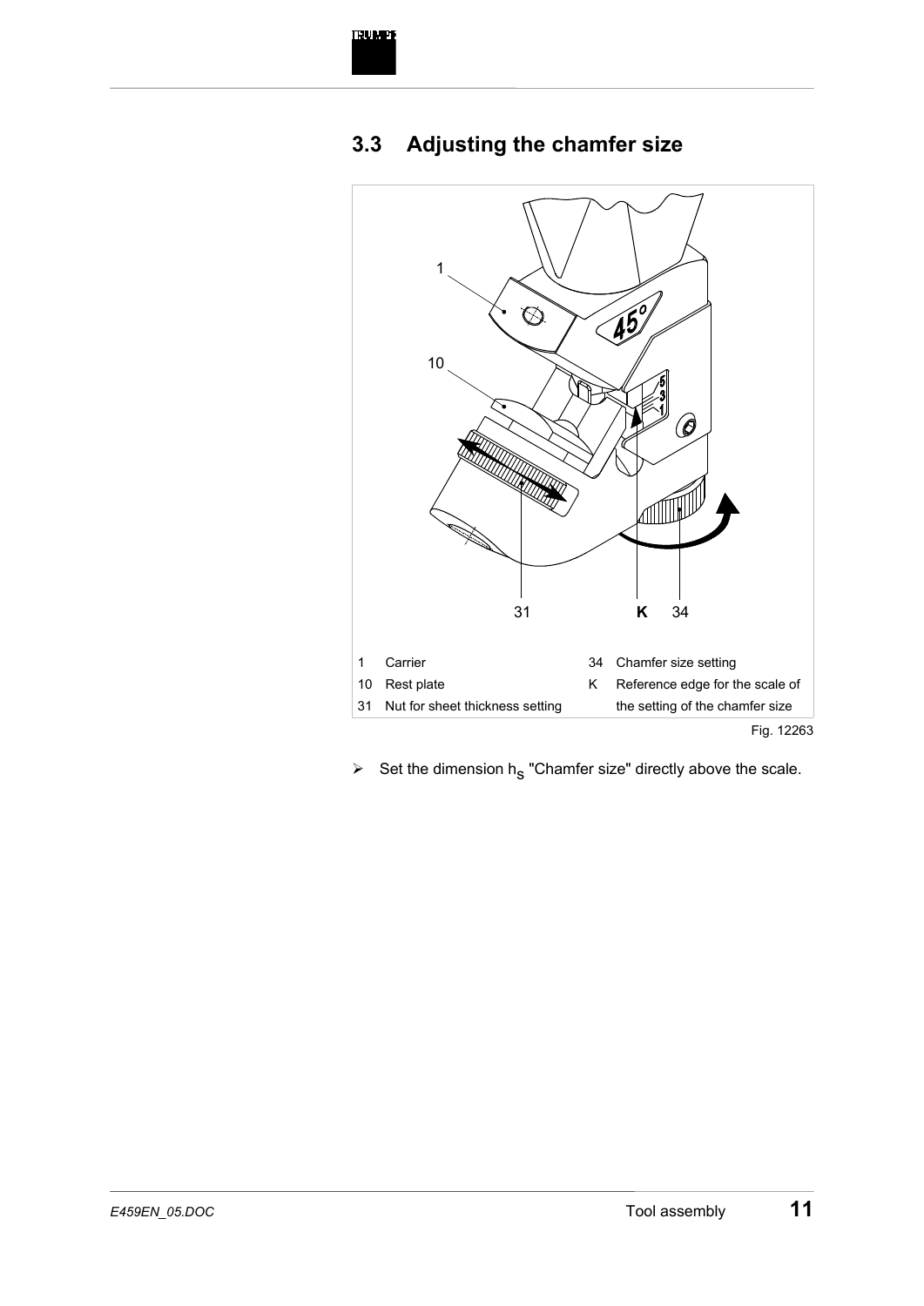## 3.3 Adjusting the chamfer size

| | | | |
|---|---|---|---|
| 1 | Carrier | 34 | Chamfer size setting |
| 10 | Rest plate | K | Reference edge for the scale of the setting of the chamfer size |
| 31 | Nut for sheet thickness setting | | |

Fig. 12263

➢ Set the dimension $h_S$ "Chamfer size" directly above the scale.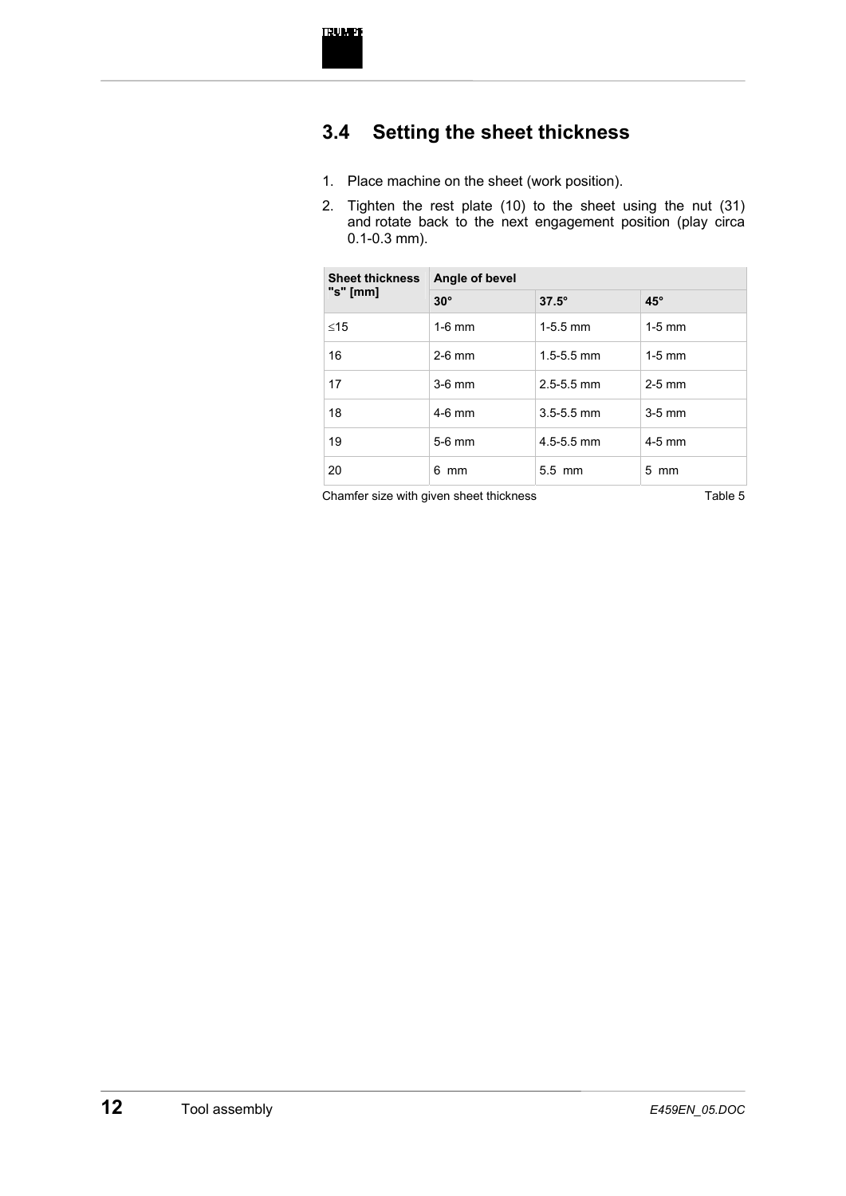## 3.4 Setting the sheet thickness

1. Place machine on the sheet (work position).
2. Tighten the rest plate (10) to the sheet using the nut (31) and rotate back to the next engagement position (play circa 0.1-0.3 mm).

| Sheet thickness "s" [mm] | Angle of bevel | | |
|---|---|---|---|
| | **30°** | **37.5°** | **45°** |
| ≤15 | 1-6 mm | 1-5.5 mm | 1-5 mm |
| 16 | 2-6 mm | 1.5-5.5 mm | 1-5 mm |
| 17 | 3-6 mm | 2.5-5.5 mm | 2-5 mm |
| 18 | 4-6 mm | 3.5-5.5 mm | 3-5 mm |
| 19 | 5-6 mm | 4.5-5.5 mm | 4-5 mm |
| 20 | 6 mm | 5.5 mm | 5 mm |

Chamfer size with given sheet thickness Table 5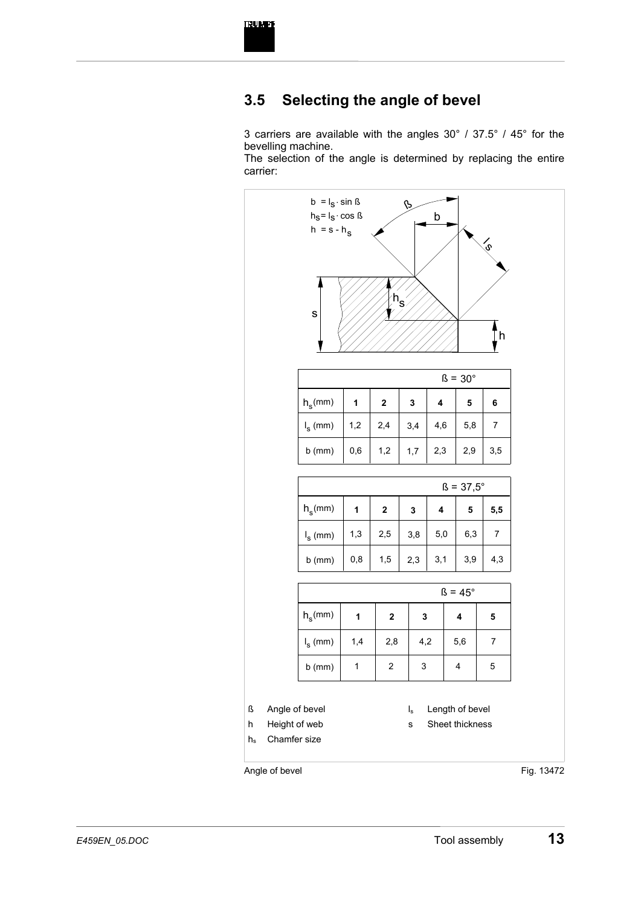## 3.5 Selecting the angle of bevel

3 carriers are available with the angles 30° / 37.5° / 45° for the bevelling machine.
The selection of the angle is determined by replacing the entire carrier:

$b = l_s \cdot \sin ß$

$h_s = l_s \cdot \cos ß$

$h = s - h_s$

| | ß = 30° | | | | | |
|---|---|---|---|---|---|---|
| $h_s$(mm) | **1** | **2** | **3** | **4** | **5** | **6** |
| $l_s$ (mm) | 1,2 | 2,4 | 3,4 | 4,6 | 5,8 | 7 |
| b (mm) | 0,6 | 1,2 | 1,7 | 2,3 | 2,9 | 3,5 |

| | ß = 37,5° | | | | | |
|---|---|---|---|---|---|---|
| $h_s$(mm) | **1** | **2** | **3** | **4** | **5** | **5,5** |
| $l_s$ (mm) | 1,3 | 2,5 | 3,8 | 5,0 | 6,3 | 7 |
| b (mm) | 0,8 | 1,5 | 2,3 | 3,1 | 3,9 | 4,3 |

| | ß = 45° | | | | |
|---|---|---|---|---|---|
| $h_s$(mm) | **1** | **2** | **3** | **4** | **5** |
| $l_s$ (mm) | 1,4 | 2,8 | 4,2 | 5,6 | 7 |
| b (mm) | 1 | 2 | 3 | 4 | 5 |

ß Angle of bevel

h Height of web

$h_s$ Chamfer size

$l_s$ Length of bevel

s Sheet thickness

Angle of bevel Fig. 13472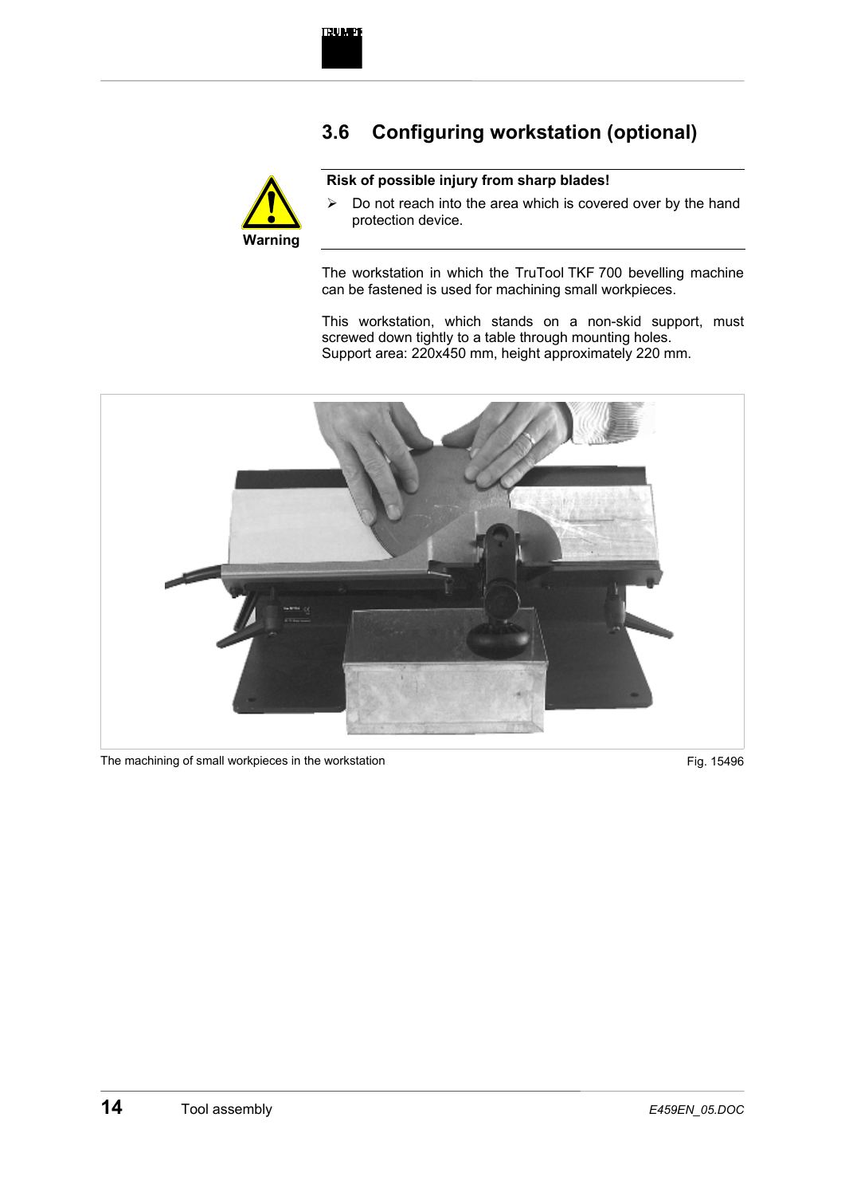## 3.6 Configuring workstation (optional)

Warning

**Risk of possible injury from sharp blades!**

- Do not reach into the area which is covered over by the hand protection device.

The workstation in which the TruTool TKF 700 bevelling machine can be fastened is used for machining small workpieces.

This workstation, which stands on a non-skid support, must screwed down tightly to a table through mounting holes.
Support area: 220x450 mm, height approximately 220 mm.

The machining of small workpieces in the workstation

Fig. 15496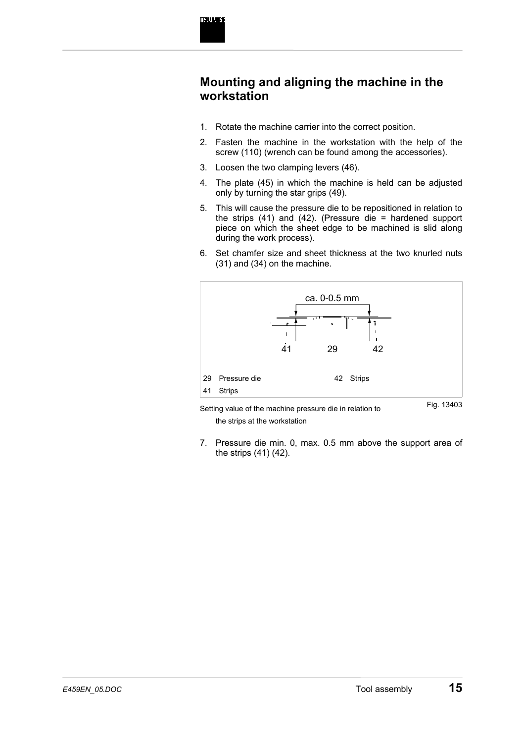## Mounting and aligning the machine in the workstation

1. Rotate the machine carrier into the correct position.
2. Fasten the machine in the workstation with the help of the screw (110) (wrench can be found among the accessories).
3. Loosen the two clamping levers (46).
4. The plate (45) in which the machine is held can be adjusted only by turning the star grips (49).
5. This will cause the pressure die to be repositioned in relation to the strips (41) and (42). (Pressure die = hardened support piece on which the sheet edge to be machined is slid along during the work process).
6. Set chamfer size and sheet thickness at the two knurled nuts (31) and (34) on the machine.

ca. 0-0.5 mm

41 29 42

29 Pressure die
41 Strips
42 Strips

Setting value of the machine pressure die in relation to the strips at the workstation

Fig. 13403

7. Pressure die min. 0, max. 0.5 mm above the support area of the strips (41) (42).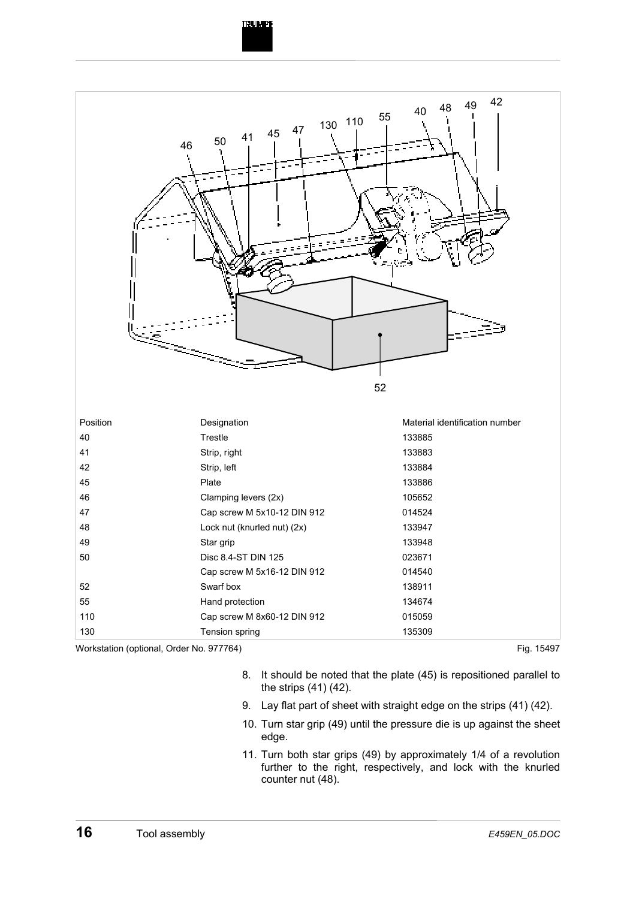| Position | Designation | Material identification number |
| --- | --- | --- |
| 40 | Trestle | 133885 |
| 41 | Strip, right | 133883 |
| 42 | Strip, left | 133884 |
| 45 | Plate | 133886 |
| 46 | Clamping levers (2x) | 105652 |
| 47 | Cap screw M 5x10-12 DIN 912 | 014524 |
| 48 | Lock nut (knurled nut) (2x) | 133947 |
| 49 | Star grip | 133948 |
| 50 | Disc 8.4-ST DIN 125 | 023671 |
| | Cap screw M 5x16-12 DIN 912 | 014540 |
| 52 | Swarf box | 138911 |
| 55 | Hand protection | 134674 |
| 110 | Cap screw M 8x60-12 DIN 912 | 015059 |
| 130 | Tension spring | 135309 |

Workstation (optional, Order No. 977764) Fig. 15497

8. It should be noted that the plate (45) is repositioned parallel to the strips (41) (42).
9. Lay flat part of sheet with straight edge on the strips (41) (42).
10. Turn star grip (49) until the pressure die is up against the sheet edge.
11. Turn both star grips (49) by approximately 1/4 of a revolution further to the right, respectively, and lock with the knurled counter nut (48).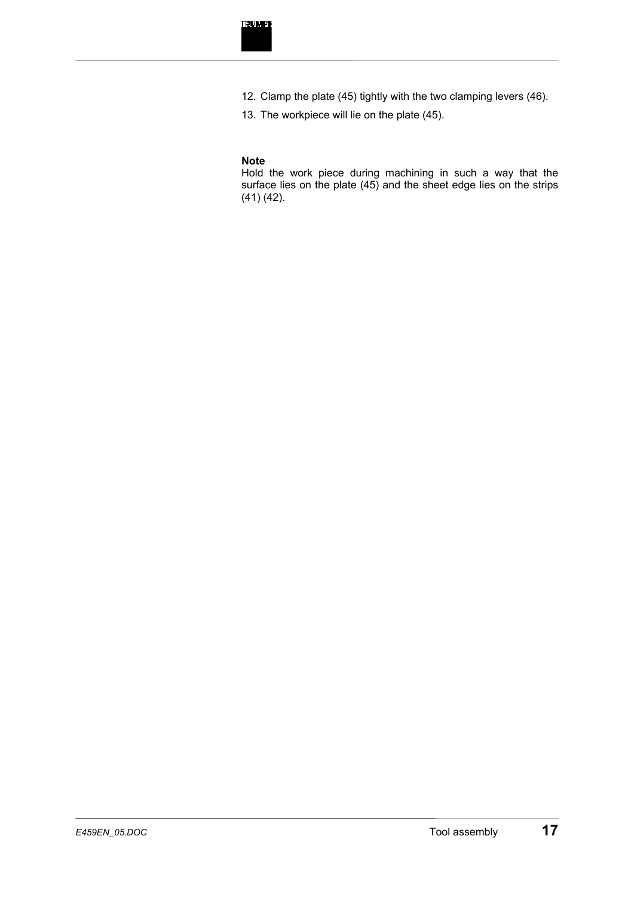12. Clamp the plate (45) tightly with the two clamping levers (46).
13. The workpiece will lie on the plate (45).

**Note**
Hold the work piece during machining in such a way that the surface lies on the plate (45) and the sheet edge lies on the strips (41) (42).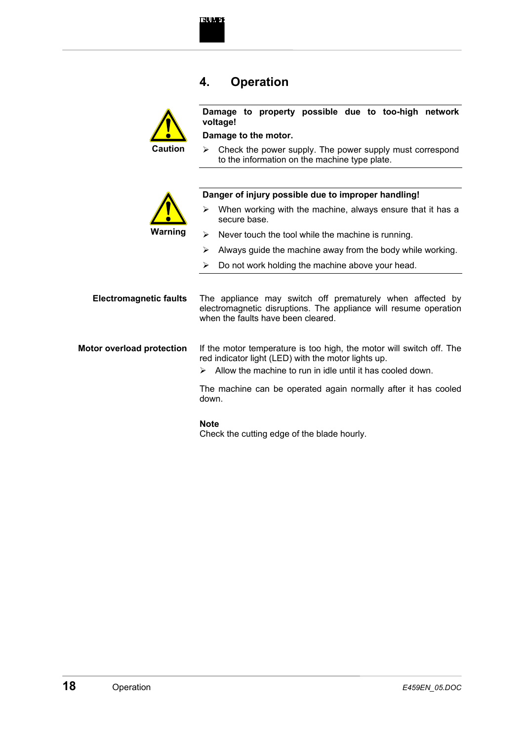# 4. Operation

**Caution**

**Damage to property possible due to too-high network voltage!**

**Damage to the motor.**

- Check the power supply. The power supply must correspond to the information on the machine type plate.

**Warning**

**Danger of injury possible due to improper handling!**

- When working with the machine, always ensure that it has a secure base.
- Never touch the tool while the machine is running.
- Always guide the machine away from the body while working.
- Do not work holding the machine above your head.

**Electromagnetic faults**

The appliance may switch off prematurely when affected by electromagnetic disruptions. The appliance will resume operation when the faults have been cleared.

**Motor overload protection**

If the motor temperature is too high, the motor will switch off. The red indicator light (LED) with the motor lights up.

- Allow the machine to run in idle until it has cooled down.

The machine can be operated again normally after it has cooled down.

**Note**
Check the cutting edge of the blade hourly.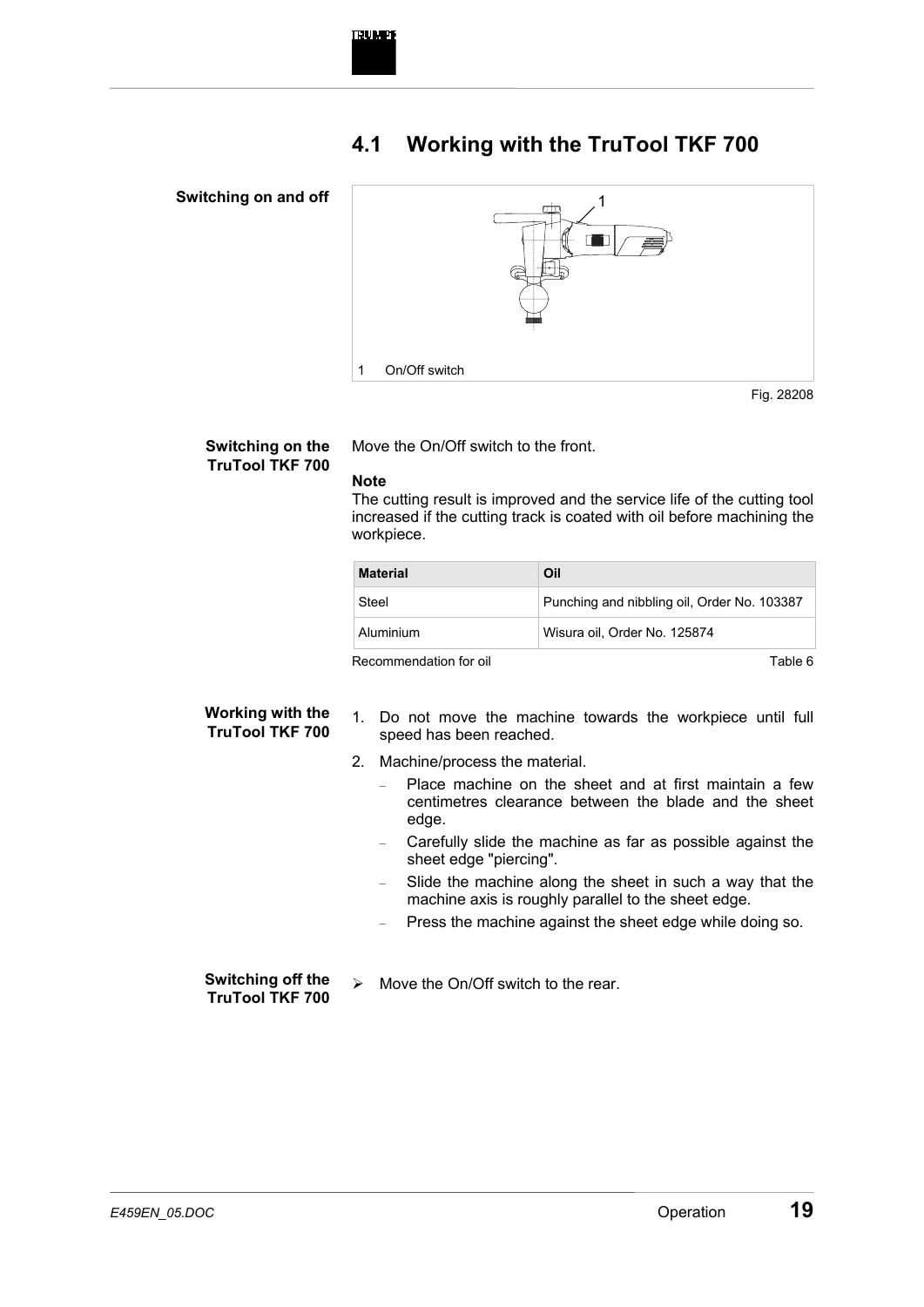## 4.1 Working with the TruTool TKF 700

**Switching on and off**

1 On/Off switch

Fig. 28208

**Switching on the TruTool TKF 700**

Move the On/Off switch to the front.

**Note**

The cutting result is improved and the service life of the cutting tool increased if the cutting track is coated with oil before machining the workpiece.

| Material | Oil |
|---|---|
| Steel | Punching and nibbling oil, Order No. 103387 |
| Aluminium | Wisura oil, Order No. 125874 |

Recommendation for oil — Table 6

**Working with the TruTool TKF 700**

1. Do not move the machine towards the workpiece until full speed has been reached.
2. Machine/process the material.
   - Place machine on the sheet and at first maintain a few centimetres clearance between the blade and the sheet edge.
   - Carefully slide the machine as far as possible against the sheet edge "piercing".
   - Slide the machine along the sheet in such a way that the machine axis is roughly parallel to the sheet edge.
   - Press the machine against the sheet edge while doing so.

**Switching off the TruTool TKF 700**

➢ Move the On/Off switch to the rear.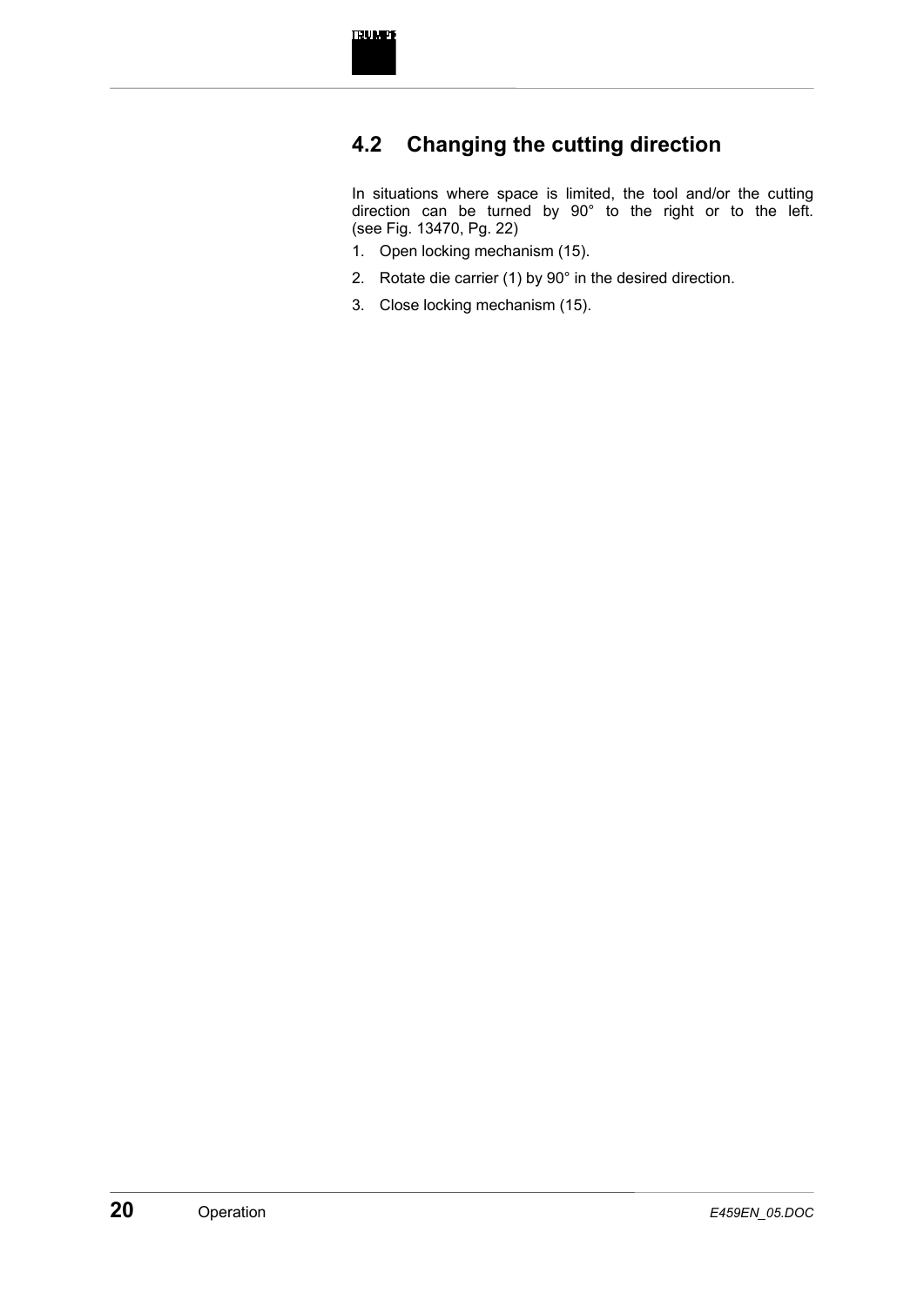## 4.2 Changing the cutting direction

In situations where space is limited, the tool and/or the cutting direction can be turned by 90° to the right or to the left. (see Fig. 13470, Pg. 22)

1. Open locking mechanism (15).
2. Rotate die carrier (1) by 90° in the desired direction.
3. Close locking mechanism (15).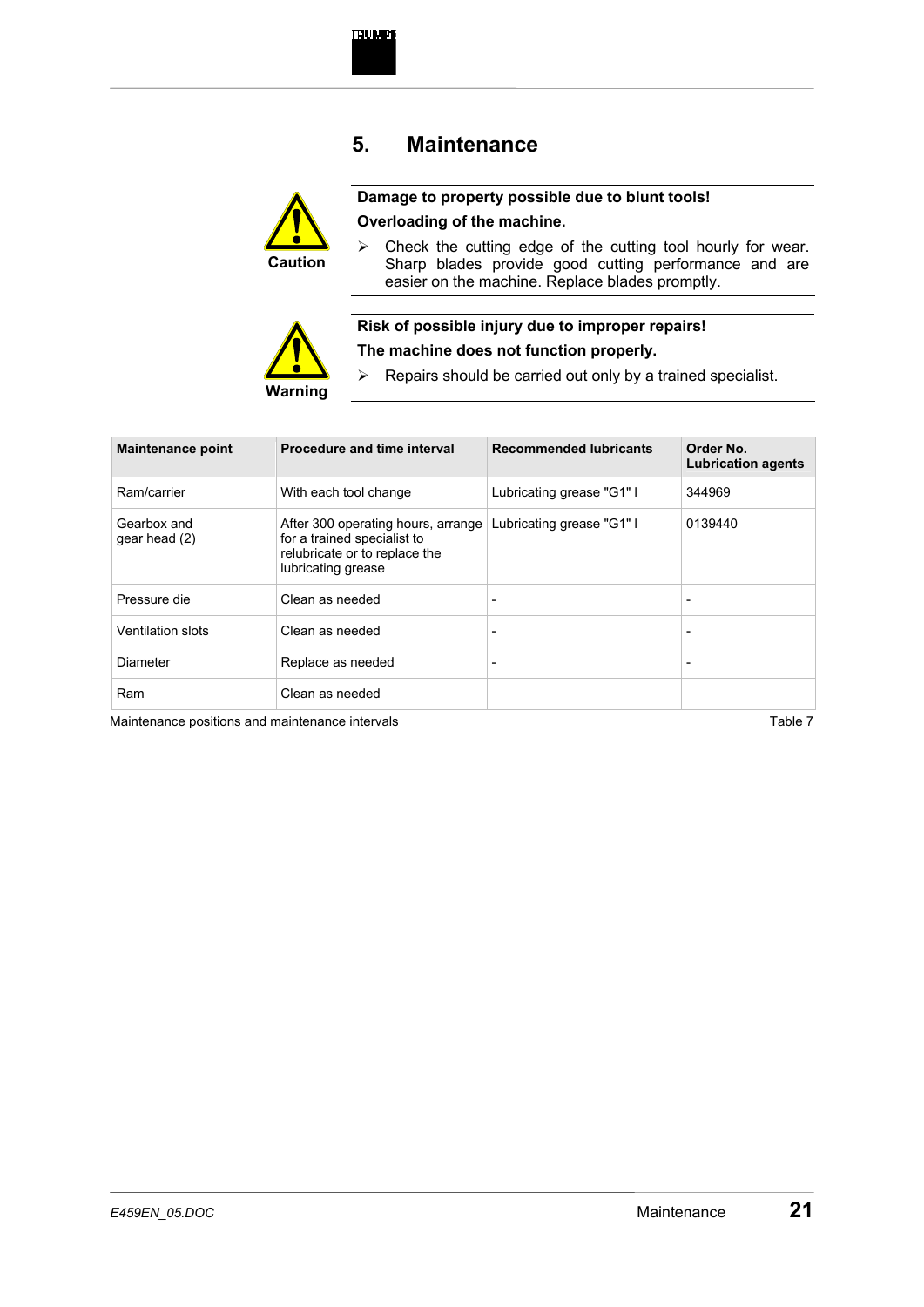# 5. Maintenance

**Caution**

**Damage to property possible due to blunt tools!**

**Overloading of the machine.**

- Check the cutting edge of the cutting tool hourly for wear. Sharp blades provide good cutting performance and are easier on the machine. Replace blades promptly.

**Warning**

**Risk of possible injury due to improper repairs!**

**The machine does not function properly.**

- Repairs should be carried out only by a trained specialist.

| Maintenance point | Procedure and time interval | Recommended lubricants | Order No. Lubrication agents |
|---|---|---|---|
| Ram/carrier | With each tool change | Lubricating grease "G1" l | 344969 |
| Gearbox and gear head (2) | After 300 operating hours, arrange for a trained specialist to relubricate or to replace the lubricating grease | Lubricating grease "G1" l | 0139440 |
| Pressure die | Clean as needed | - | - |
| Ventilation slots | Clean as needed | - | - |
| Diameter | Replace as needed | - | - |
| Ram | Clean as needed | | |

Maintenance positions and maintenance intervals — Table 7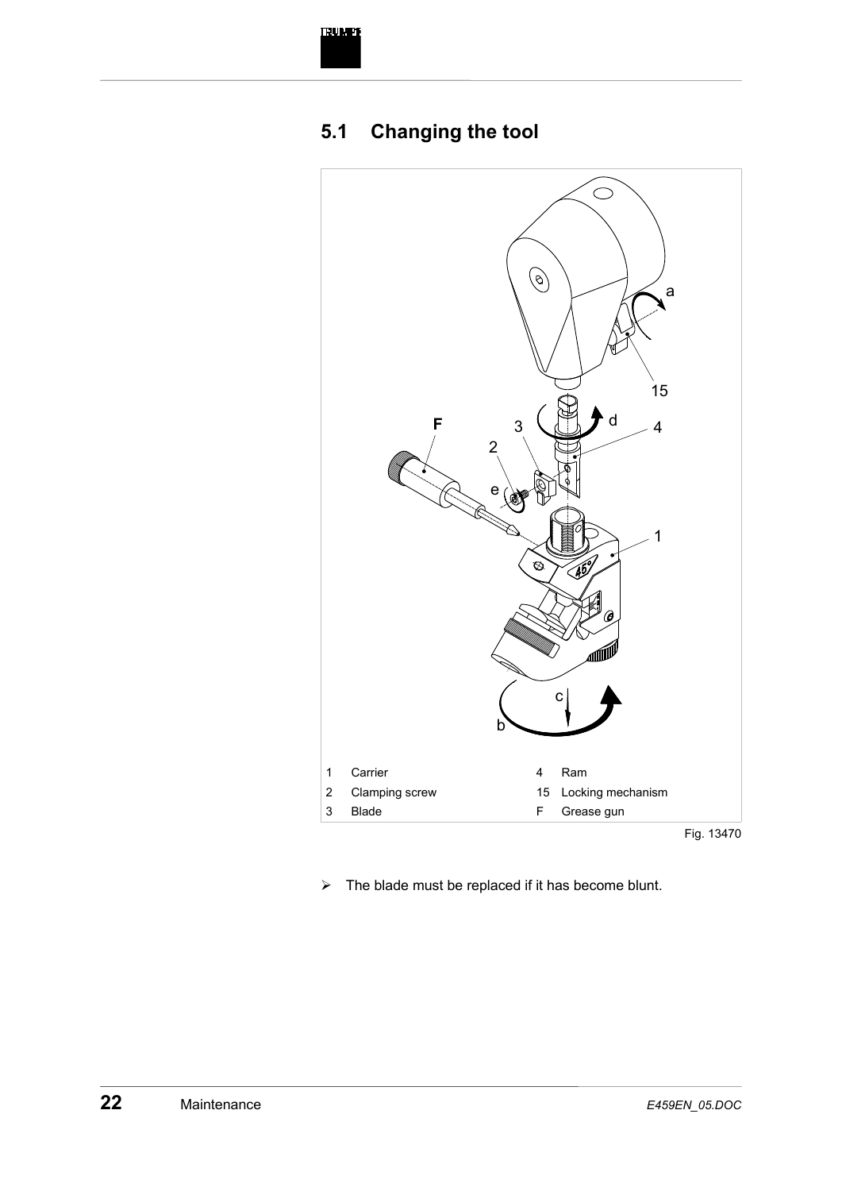## 5.1 Changing the tool

| 1 | Carrier | 4 | Ram |
|---|---|---|---|
| 2 | Clamping screw | 15 | Locking mechanism |
| 3 | Blade | F | Grease gun |

Fig. 13470

- The blade must be replaced if it has become blunt.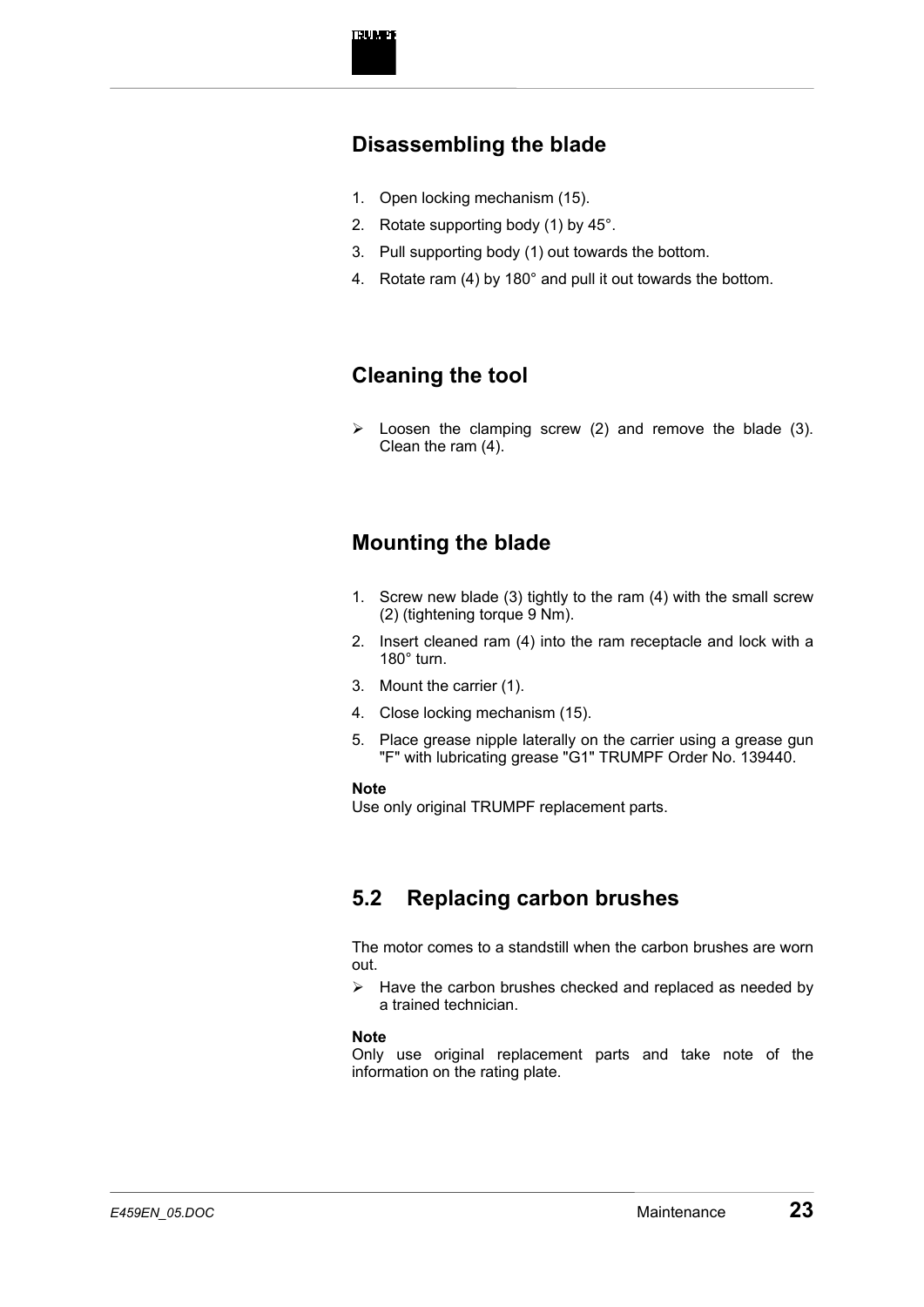## Disassembling the blade

1. Open locking mechanism (15).
2. Rotate supporting body (1) by 45°.
3. Pull supporting body (1) out towards the bottom.
4. Rotate ram (4) by 180° and pull it out towards the bottom.

## Cleaning the tool

- Loosen the clamping screw (2) and remove the blade (3). Clean the ram (4).

## Mounting the blade

1. Screw new blade (3) tightly to the ram (4) with the small screw (2) (tightening torque 9 Nm).
2. Insert cleaned ram (4) into the ram receptacle and lock with a 180° turn.
3. Mount the carrier (1).
4. Close locking mechanism (15).
5. Place grease nipple laterally on the carrier using a grease gun "F" with lubricating grease "G1" TRUMPF Order No. 139440.

**Note**
Use only original TRUMPF replacement parts.

## 5.2 Replacing carbon brushes

The motor comes to a standstill when the carbon brushes are worn out.

- Have the carbon brushes checked and replaced as needed by a trained technician.

**Note**
Only use original replacement parts and take note of the information on the rating plate.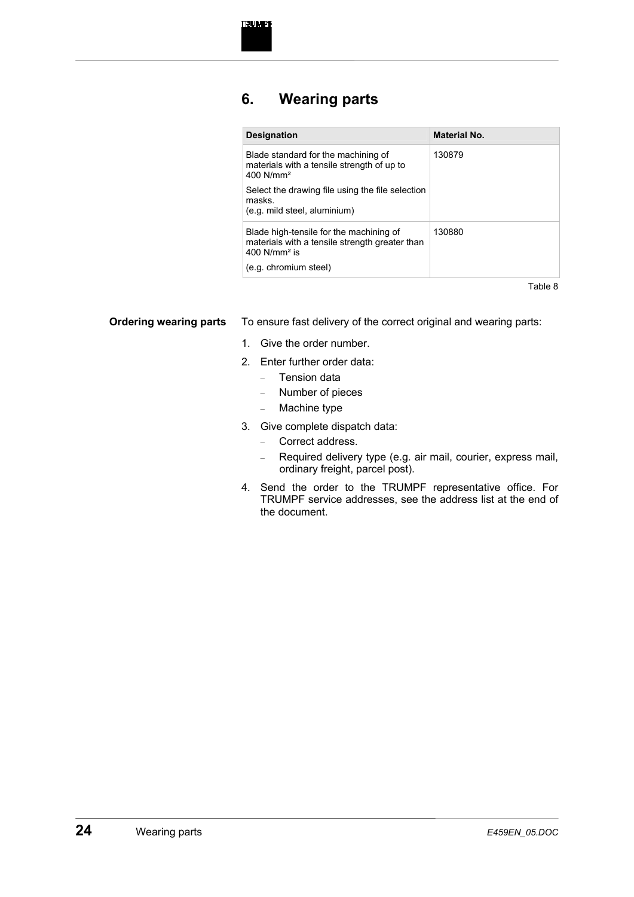# 6. Wearing parts

| Designation | Material No. |
|---|---|
| Blade standard for the machining of materials with a tensile strength of up to 400 N/mm² <br><br> Select the drawing file using the file selection masks. <br> (e.g. mild steel, aluminium) | 130879 |
| Blade high-tensile for the machining of materials with a tensile strength greater than 400 N/mm² is <br><br> (e.g. chromium steel) | 130880 |

Table 8

**Ordering wearing parts**

To ensure fast delivery of the correct original and wearing parts:

1. Give the order number.
2. Enter further order data:
   - Tension data
   - Number of pieces
   - Machine type
3. Give complete dispatch data:
   - Correct address.
   - Required delivery type (e.g. air mail, courier, express mail, ordinary freight, parcel post).
4. Send the order to the TRUMPF representative office. For TRUMPF service addresses, see the address list at the end of the document.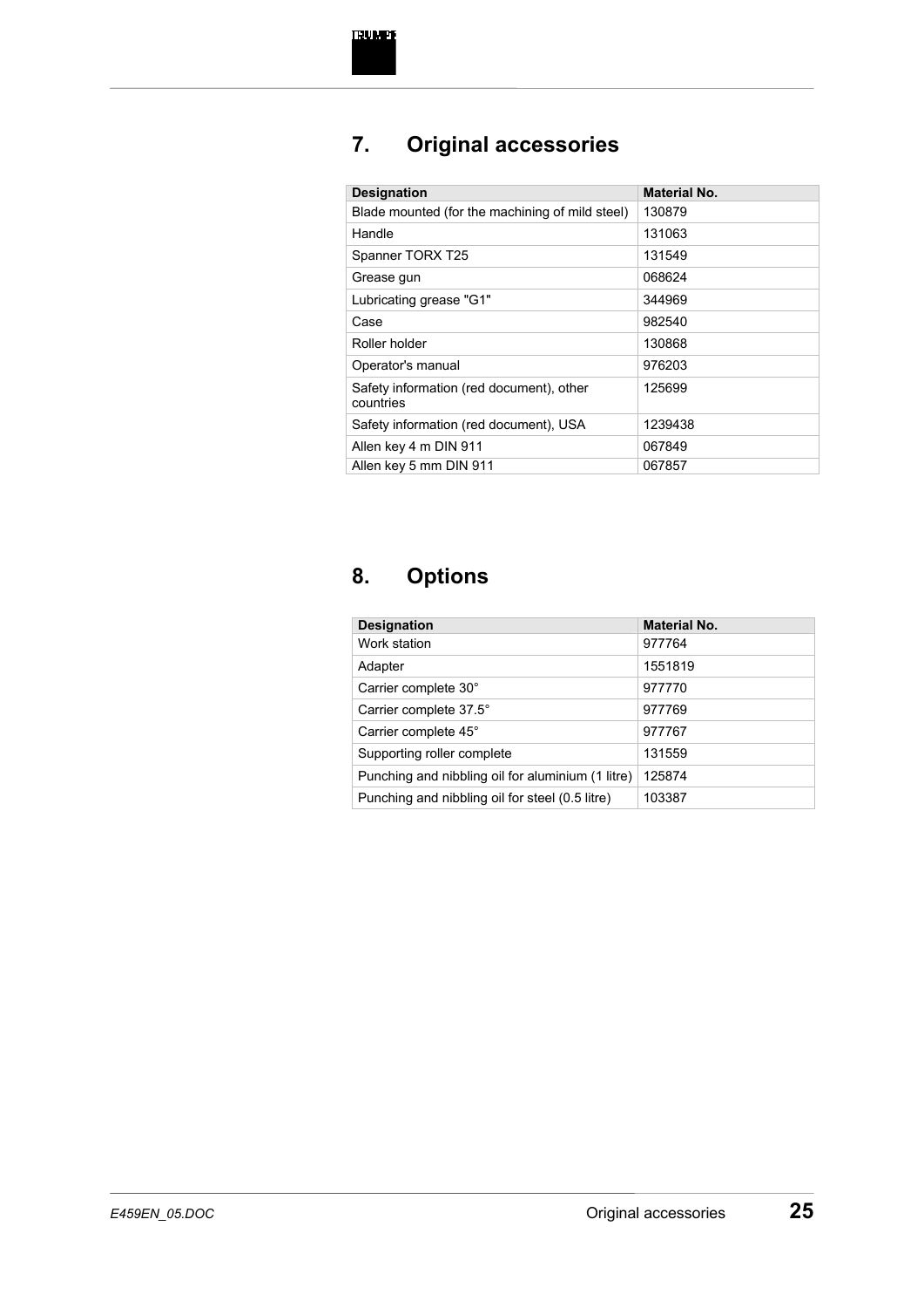## 7. Original accessories

| Designation | Material No. |
|---|---|
| Blade mounted (for the machining of mild steel) | 130879 |
| Handle | 131063 |
| Spanner TORX T25 | 131549 |
| Grease gun | 068624 |
| Lubricating grease "G1" | 344969 |
| Case | 982540 |
| Roller holder | 130868 |
| Operator's manual | 976203 |
| Safety information (red document), other countries | 125699 |
| Safety information (red document), USA | 1239438 |
| Allen key 4 m DIN 911 | 067849 |
| Allen key 5 mm DIN 911 | 067857 |

## 8. Options

| Designation | Material No. |
|---|---|
| Work station | 977764 |
| Adapter | 1551819 |
| Carrier complete 30° | 977770 |
| Carrier complete 37.5° | 977769 |
| Carrier complete 45° | 977767 |
| Supporting roller complete | 131559 |
| Punching and nibbling oil for aluminium (1 litre) | 125874 |
| Punching and nibbling oil for steel (0.5 litre) | 103387 |